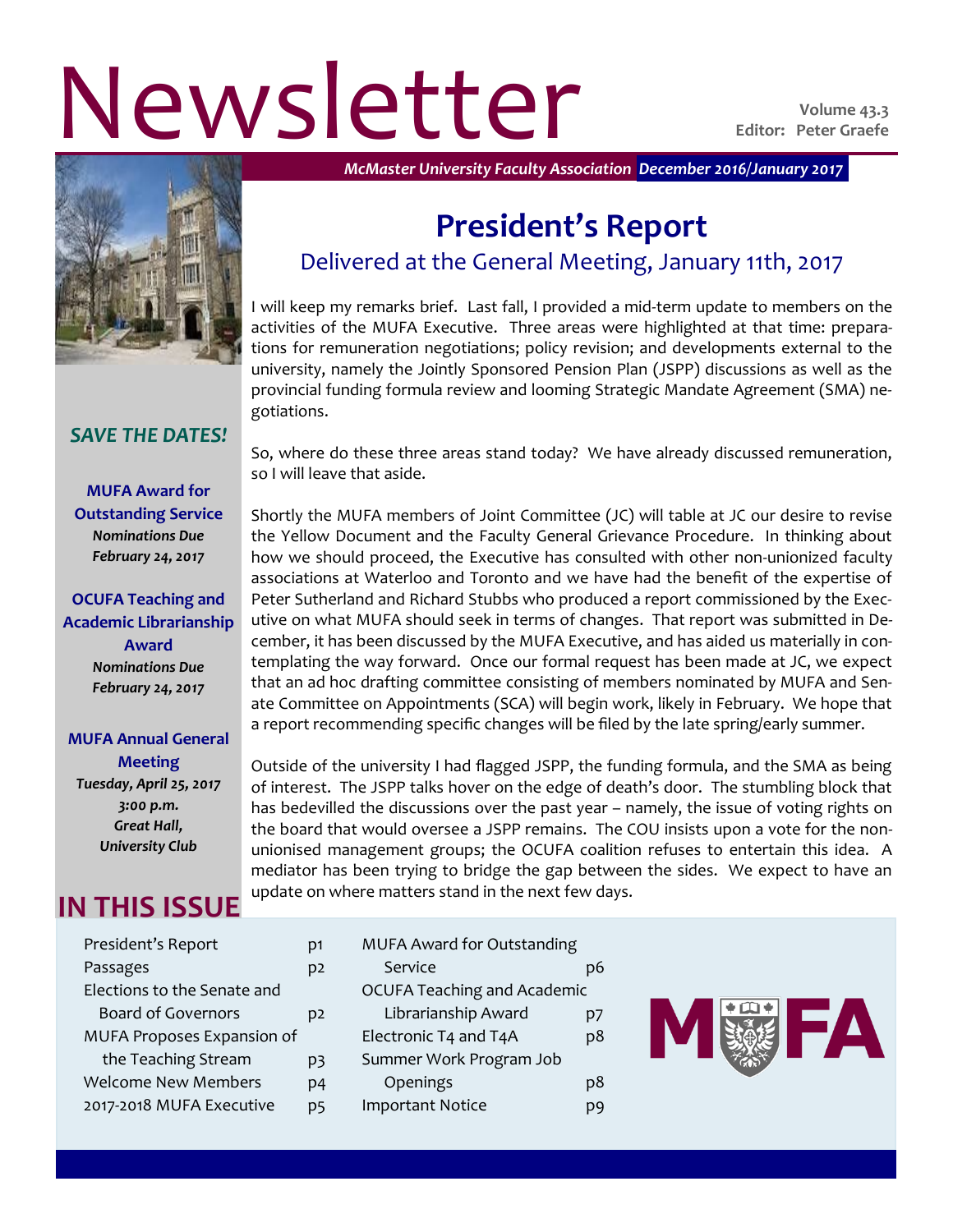# Newsletter

**Volume 43.3**
**Editor: Peter Graefe**

*McMaster University Faculty Association* *December 2016/January 2017*

## President's Report

### Delivered at the General Meeting, January 11th, 2017

I will keep my remarks brief. Last fall, I provided a mid-term update to members on the activities of the MUFA Executive. Three areas were highlighted at that time: preparations for remuneration negotiations; policy revision; and developments external to the university, namely the Jointly Sponsored Pension Plan (JSPP) discussions as well as the provincial funding formula review and looming Strategic Mandate Agreement (SMA) negotiations.

So, where do these three areas stand today? We have already discussed remuneration, so I will leave that aside.

Shortly the MUFA members of Joint Committee (JC) will table at JC our desire to revise the Yellow Document and the Faculty General Grievance Procedure. In thinking about how we should proceed, the Executive has consulted with other non-unionized faculty associations at Waterloo and Toronto and we have had the benefit of the expertise of Peter Sutherland and Richard Stubbs who produced a report commissioned by the Executive on what MUFA should seek in terms of changes. That report was submitted in December, it has been discussed by the MUFA Executive, and has aided us materially in contemplating the way forward. Once our formal request has been made at JC, we expect that an ad hoc drafting committee consisting of members nominated by MUFA and Senate Committee on Appointments (SCA) will begin work, likely in February. We hope that a report recommending specific changes will be filed by the late spring/early summer.

Outside of the university I had flagged JSPP, the funding formula, and the SMA as being of interest. The JSPP talks hover on the edge of death's door. The stumbling block that has bedevilled the discussions over the past year – namely, the issue of voting rights on the board that would oversee a JSPP remains. The COU insists upon a vote for the non-unionised management groups; the OCUFA coalition refuses to entertain this idea. A mediator has been trying to bridge the gap between the sides. We expect to have an update on where matters stand in the next few days.

### *SAVE THE DATES!*

**MUFA Award for Outstanding Service**
***Nominations Due February 24, 2017***

**OCUFA Teaching and Academic Librarianship Award**
***Nominations Due February 24, 2017***

**MUFA Annual General Meeting**
***Tuesday, April 25, 2017***
***3:00 p.m.***
***Great Hall, University Club***

## IN THIS ISSUE

| | |
|---|---|
| President's Report | p1 |
| Passages | p2 |
| Elections to the Senate and Board of Governors | p2 |
| MUFA Proposes Expansion of the Teaching Stream | p3 |
| Welcome New Members | p4 |
| 2017-2018 MUFA Executive | p5 |
| MUFA Award for Outstanding Service | p6 |
| OCUFA Teaching and Academic Librarianship Award | p7 |
| Electronic T4 and T4A | p8 |
| Summer Work Program Job Openings | p8 |
| Important Notice | p9 |

MUFA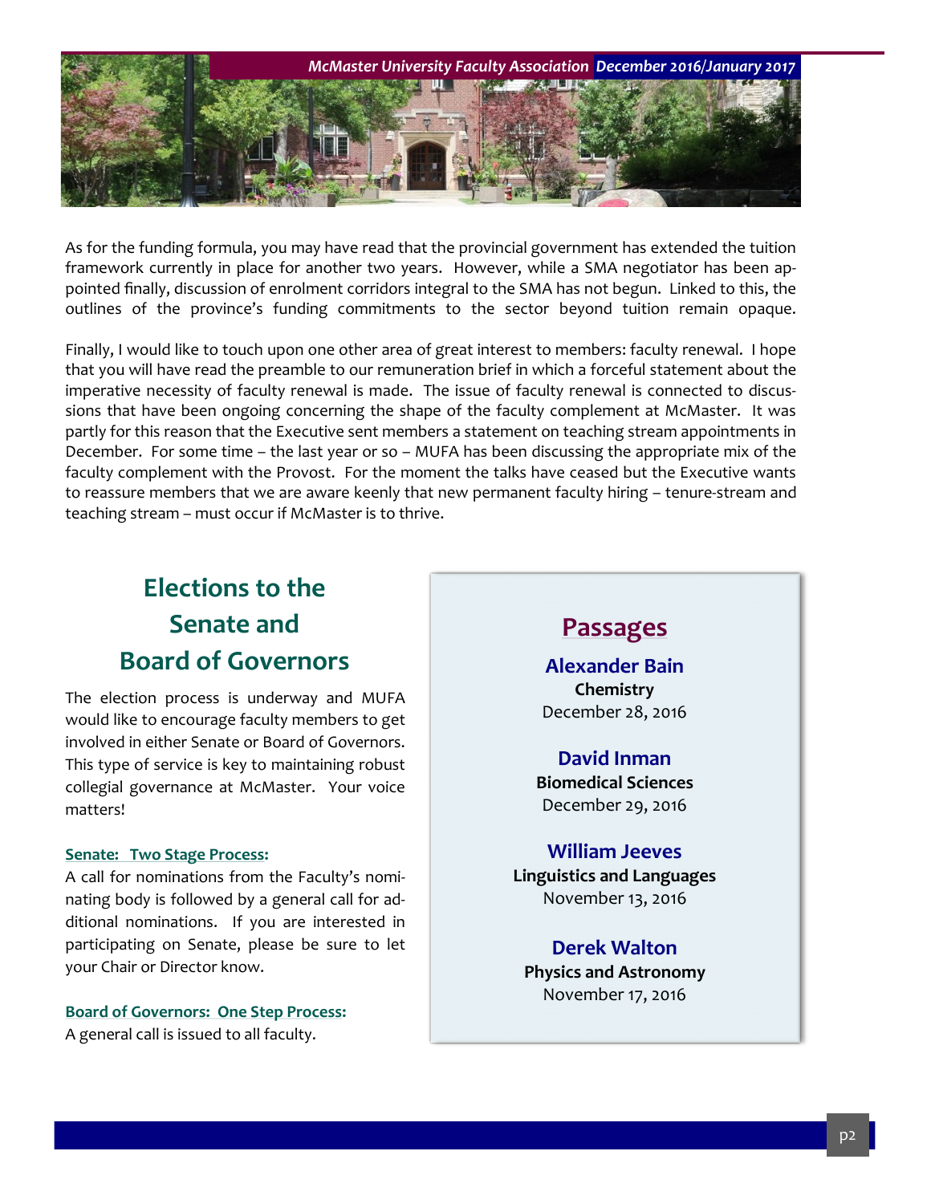As for the funding formula, you may have read that the provincial government has extended the tuition framework currently in place for another two years. However, while a SMA negotiator has been appointed finally, discussion of enrolment corridors integral to the SMA has not begun. Linked to this, the outlines of the province's funding commitments to the sector beyond tuition remain opaque.

Finally, I would like to touch upon one other area of great interest to members: faculty renewal. I hope that you will have read the preamble to our remuneration brief in which a forceful statement about the imperative necessity of faculty renewal is made. The issue of faculty renewal is connected to discussions that have been ongoing concerning the shape of the faculty complement at McMaster. It was partly for this reason that the Executive sent members a statement on teaching stream appointments in December. For some time – the last year or so – MUFA has been discussing the appropriate mix of the faculty complement with the Provost. For the moment the talks have ceased but the Executive wants to reassure members that we are aware keenly that new permanent faculty hiring – tenure-stream and teaching stream – must occur if McMaster is to thrive.

## Elections to the Senate and Board of Governors

The election process is underway and MUFA would like to encourage faculty members to get involved in either Senate or Board of Governors. This type of service is key to maintaining robust collegial governance at McMaster. Your voice matters!

**Senate: Two Stage Process:**
A call for nominations from the Faculty's nominating body is followed by a general call for additional nominations. If you are interested in participating on Senate, please be sure to let your Chair or Director know.

**Board of Governors: One Step Process:**
A general call is issued to all faculty.

## Passages

**Alexander Bain**
**Chemistry**
December 28, 2016

**David Inman**
**Biomedical Sciences**
December 29, 2016

**William Jeeves**
**Linguistics and Languages**
November 13, 2016

**Derek Walton**
**Physics and Astronomy**
November 17, 2016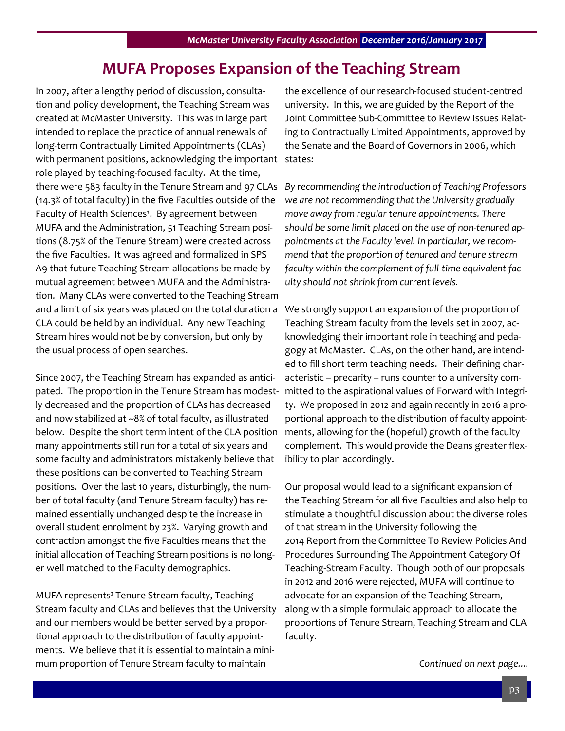# MUFA Proposes Expansion of the Teaching Stream

In 2007, after a lengthy period of discussion, consultation and policy development, the Teaching Stream was created at McMaster University. This was in large part intended to replace the practice of annual renewals of long-term Contractually Limited Appointments (CLAs) with permanent positions, acknowledging the important role played by teaching-focused faculty. At the time, there were 583 faculty in the Tenure Stream and 97 CLAs (14.3% of total faculty) in the five Faculties outside of the Faculty of Health Sciences[1]. By agreement between MUFA and the Administration, 51 Teaching Stream positions (8.75% of the Tenure Stream) were created across the five Faculties. It was agreed and formalized in SPS A9 that future Teaching Stream allocations be made by mutual agreement between MUFA and the Administration. Many CLAs were converted to the Teaching Stream and a limit of six years was placed on the total duration a CLA could be held by an individual. Any new Teaching Stream hires would not be by conversion, but only by the usual process of open searches.

Since 2007, the Teaching Stream has expanded as anticipated. The proportion in the Tenure Stream has modestly decreased and the proportion of CLAs has decreased and now stabilized at ~8% of total faculty, as illustrated below. Despite the short term intent of the CLA position many appointments still run for a total of six years and some faculty and administrators mistakenly believe that these positions can be converted to Teaching Stream positions. Over the last 10 years, disturbingly, the number of total faculty (and Tenure Stream faculty) has remained essentially unchanged despite the increase in overall student enrolment by 23%. Varying growth and contraction amongst the five Faculties means that the initial allocation of Teaching Stream positions is no longer well matched to the Faculty demographics.

MUFA represents[2] Tenure Stream faculty, Teaching Stream faculty and CLAs and believes that the University and our members would be better served by a proportional approach to the distribution of faculty appointments. We believe that it is essential to maintain a minimum proportion of Tenure Stream faculty to maintain the excellence of our research-focused student-centred university. In this, we are guided by the Report of the Joint Committee Sub-Committee to Review Issues Relating to Contractually Limited Appointments, approved by the Senate and the Board of Governors in 2006, which states:

*By recommending the introduction of Teaching Professors we are not recommending that the University gradually move away from regular tenure appointments. There should be some limit placed on the use of non-tenured appointments at the Faculty level. In particular, we recommend that the proportion of tenured and tenure stream faculty within the complement of full-time equivalent faculty should not shrink from current levels.*

We strongly support an expansion of the proportion of Teaching Stream faculty from the levels set in 2007, acknowledging their important role in teaching and pedagogy at McMaster. CLAs, on the other hand, are intended to fill short term teaching needs. Their defining characteristic – precarity – runs counter to a university committed to the aspirational values of Forward with Integrity. We proposed in 2012 and again recently in 2016 a proportional approach to the distribution of faculty appointments, allowing for the (hopeful) growth of the faculty complement. This would provide the Deans greater flexibility to plan accordingly.

Our proposal would lead to a significant expansion of the Teaching Stream for all five Faculties and also help to stimulate a thoughtful discussion about the diverse roles of that stream in the University following the 2014 Report from the Committee To Review Policies And Procedures Surrounding The Appointment Category Of Teaching-Stream Faculty. Though both of our proposals in 2012 and 2016 were rejected, MUFA will continue to advocate for an expansion of the Teaching Stream, along with a simple formulaic approach to allocate the proportions of Tenure Stream, Teaching Stream and CLA faculty.

*Continued on next page....*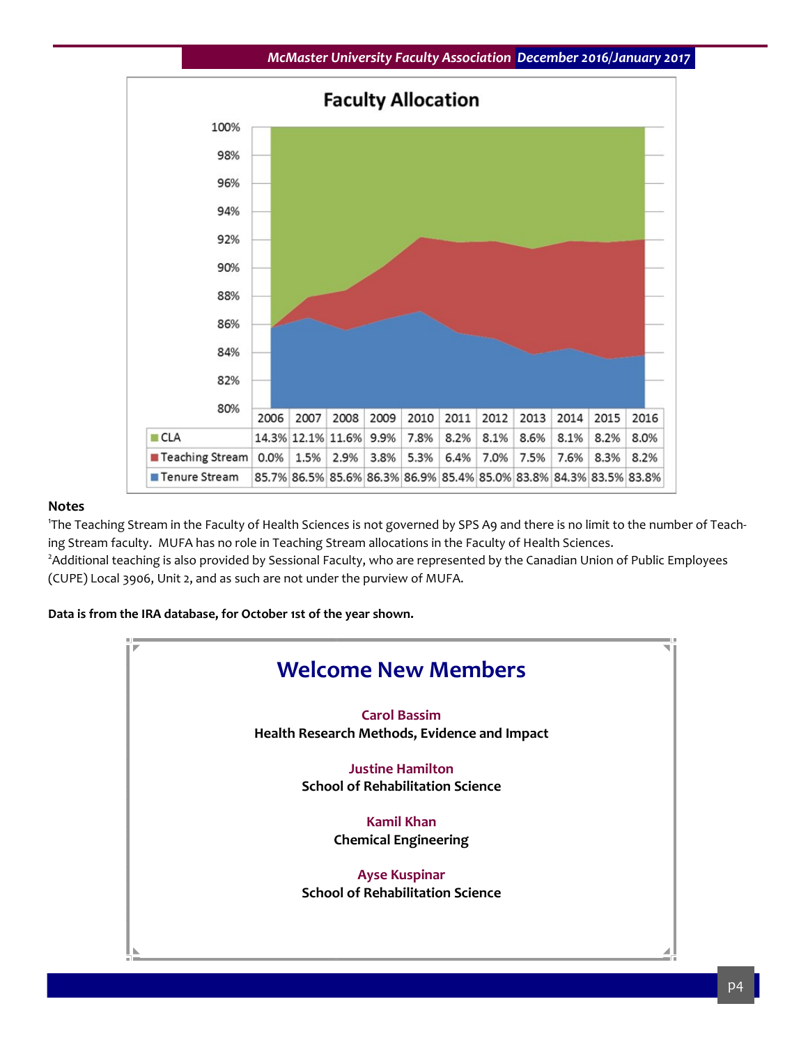**Faculty Allocation**

100%
98%
96%
94%
92%
90%
88%
86%
84%
82%
80%

2006 2007 2008 2009 2010 2011 2012 2013 2014 2015 2016

CLA 14.3% 12.1% 11.6% 9.9% 7.8% 8.2% 8.1% 8.6% 8.1% 8.2% 8.0%

Teaching Stream 0.0% 1.5% 2.9% 3.8% 5.3% 6.4% 7.0% 7.5% 7.6% 8.3% 8.2%

Tenure Stream 85.7% 86.5% 85.6% 86.3% 86.9% 85.4% 85.0% 83.8% 84.3% 83.5% 83.8%

**Notes**

[1]The Teaching Stream in the Faculty of Health Sciences is not governed by SPS A9 and there is no limit to the number of Teaching Stream faculty. MUFA has no role in Teaching Stream allocations in the Faculty of Health Sciences.

[2]Additional teaching is also provided by Sessional Faculty, who are represented by the Canadian Union of Public Employees (CUPE) Local 3906, Unit 2, and as such are not under the purview of MUFA.

**Data is from the IRA database, for October 1st of the year shown.**

## Welcome New Members

**Carol Bassim**
**Health Research Methods, Evidence and Impact**

**Justine Hamilton**
**School of Rehabilitation Science**

**Kamil Khan**
**Chemical Engineering**

**Ayse Kuspinar**
**School of Rehabilitation Science**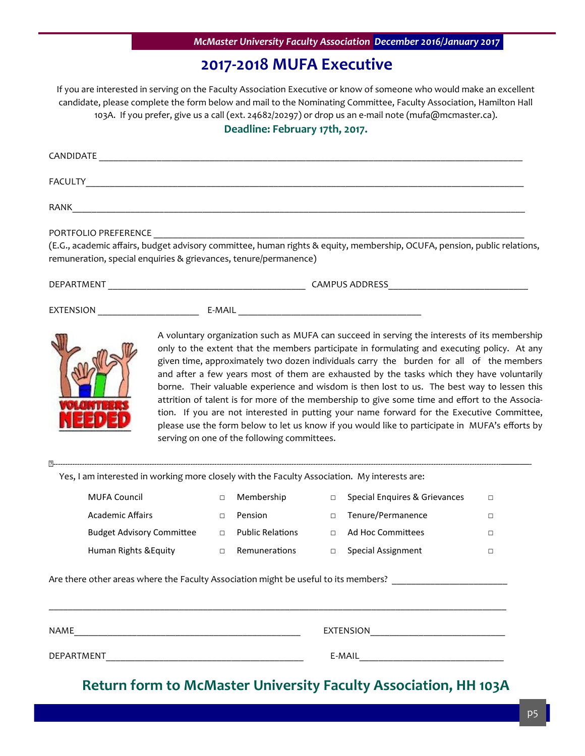# 2017-2018 MUFA Executive

If you are interested in serving on the Faculty Association Executive or know of someone who would make an excellent candidate, please complete the form below and mail to the Nominating Committee, Faculty Association, Hamilton Hall 103A. If you prefer, give us a call (ext. 24682/20297) or drop us an e-mail note (mufa@mcmaster.ca).

**Deadline: February 17th, 2017.**

CANDIDATE ____________________________________________

FACULTY ____________________________________________

RANK ____________________________________________

PORTFOLIO PREFERENCE ____________________________________________
(E.G., academic affairs, budget advisory committee, human rights & equity, membership, OCUFA, pension, public relations, remuneration, special enquiries & grievances, tenure/permanence)

DEPARTMENT ______________________ CAMPUS ADDRESS ______________________

EXTENSION ______________ E-MAIL ______________________

A voluntary organization such as MUFA can succeed in serving the interests of its membership only to the extent that the members participate in formulating and executing policy. At any given time, approximately two dozen individuals carry the burden for all of the members and after a few years most of them are exhausted by the tasks which they have voluntarily borne. Their valuable experience and wisdom is then lost to us. The best way to lessen this attrition of talent is for more of the membership to give some time and effort to the Association. If you are not interested in putting your name forward for the Executive Committee, please use the form below to let us know if you would like to participate in MUFA's efforts by serving on one of the following committees.

---

Yes, I am interested in working more closely with the Faculty Association. My interests are:

| | | | | | |
|---|---|---|---|---|---|
| MUFA Council | □ | Membership | □ | Special Enquires & Grievances | □ |
| Academic Affairs | □ | Pension | □ | Tenure/Permanence | □ |
| Budget Advisory Committee | □ | Public Relations | □ | Ad Hoc Committees | □ |
| Human Rights &Equity | □ | Remunerations | □ | Special Assignment | □ |

Are there other areas where the Faculty Association might be useful to its members? ______________________

____________________________________________

NAME ______________________ EXTENSION ______________________

DEPARTMENT ______________________ E-MAIL ______________________

## Return form to McMaster University Faculty Association, HH 103A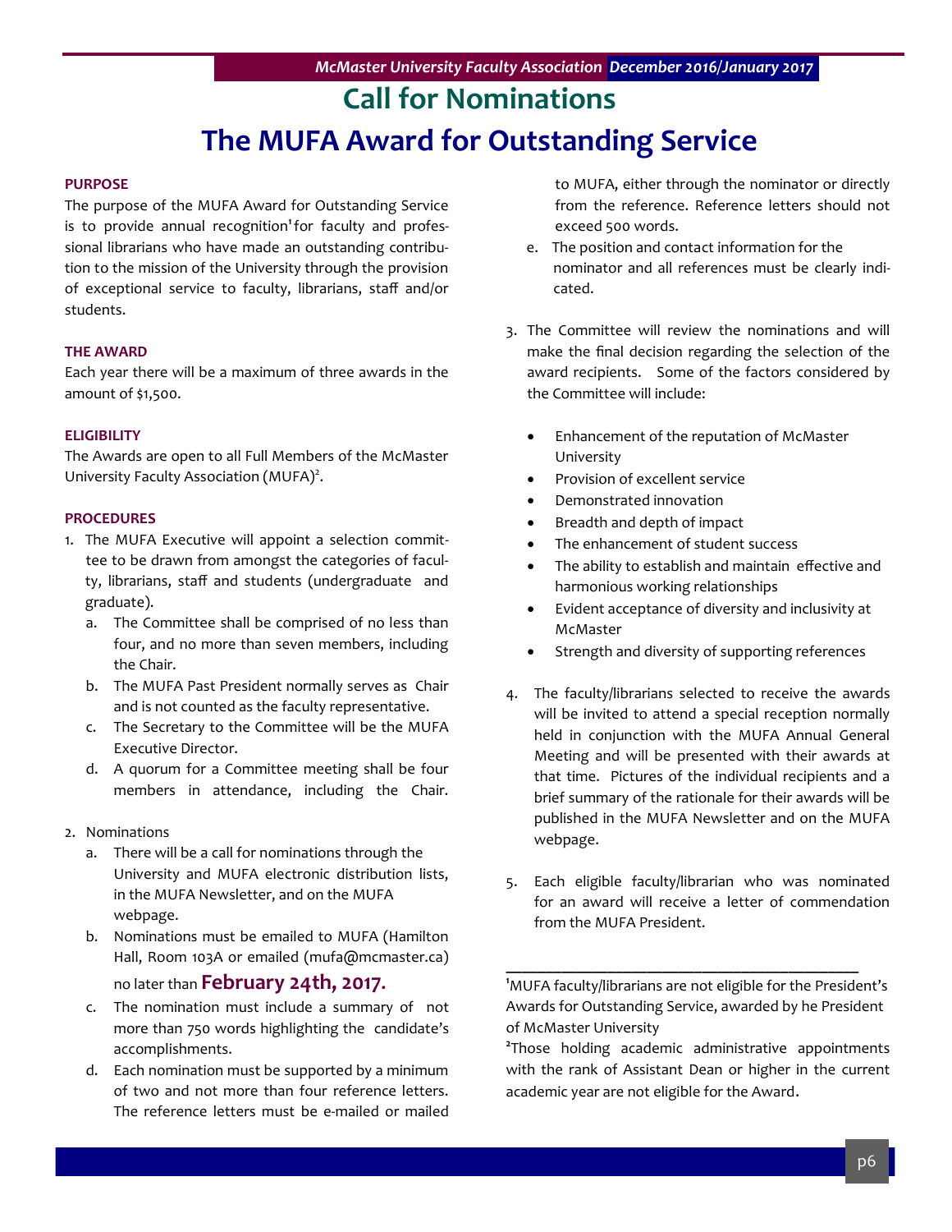# Call for Nominations

# The MUFA Award for Outstanding Service

**PURPOSE**

The purpose of the MUFA Award for Outstanding Service is to provide annual recognition[1] for faculty and professional librarians who have made an outstanding contribution to the mission of the University through the provision of exceptional service to faculty, librarians, staff and/or students.

**THE AWARD**

Each year there will be a maximum of three awards in the amount of $1,500.

**ELIGIBILITY**

The Awards are open to all Full Members of the McMaster University Faculty Association (MUFA)[2].

**PROCEDURES**

1. The MUFA Executive will appoint a selection committee to be drawn from amongst the categories of faculty, librarians, staff and students (undergraduate and graduate).
   a. The Committee shall be comprised of no less than four, and no more than seven members, including the Chair.
   b. The MUFA Past President normally serves as Chair and is not counted as the faculty representative.
   c. The Secretary to the Committee will be the MUFA Executive Director.
   d. A quorum for a Committee meeting shall be four members in attendance, including the Chair.

2. Nominations
   a. There will be a call for nominations through the University and MUFA electronic distribution lists, in the MUFA Newsletter, and on the MUFA webpage.
   b. Nominations must be emailed to MUFA (Hamilton Hall, Room 103A or emailed (mufa@mcmaster.ca) no later than **February 24th, 2017.**
   c. The nomination must include a summary of not more than 750 words highlighting the candidate's accomplishments.
   d. Each nomination must be supported by a minimum of two and not more than four reference letters. The reference letters must be e-mailed or mailed to MUFA, either through the nominator or directly from the reference. Reference letters should not exceed 500 words.
   e. The position and contact information for the nominator and all references must be clearly indicated.

3. The Committee will review the nominations and will make the final decision regarding the selection of the award recipients. Some of the factors considered by the Committee will include:

   - Enhancement of the reputation of McMaster University
   - Provision of excellent service
   - Demonstrated innovation
   - Breadth and depth of impact
   - The enhancement of student success
   - The ability to establish and maintain effective and harmonious working relationships
   - Evident acceptance of diversity and inclusivity at McMaster
   - Strength and diversity of supporting references

4. The faculty/librarians selected to receive the awards will be invited to attend a special reception normally held in conjunction with the MUFA Annual General Meeting and will be presented with their awards at that time. Pictures of the individual recipients and a brief summary of the rationale for their awards will be published in the MUFA Newsletter and on the MUFA webpage.

5. Each eligible faculty/librarian who was nominated for an award will receive a letter of commendation from the MUFA President.

---

[1]MUFA faculty/librarians are not eligible for the President's Awards for Outstanding Service, awarded by he President of McMaster University

[2]Those holding academic administrative appointments with the rank of Assistant Dean or higher in the current academic year are not eligible for the Award.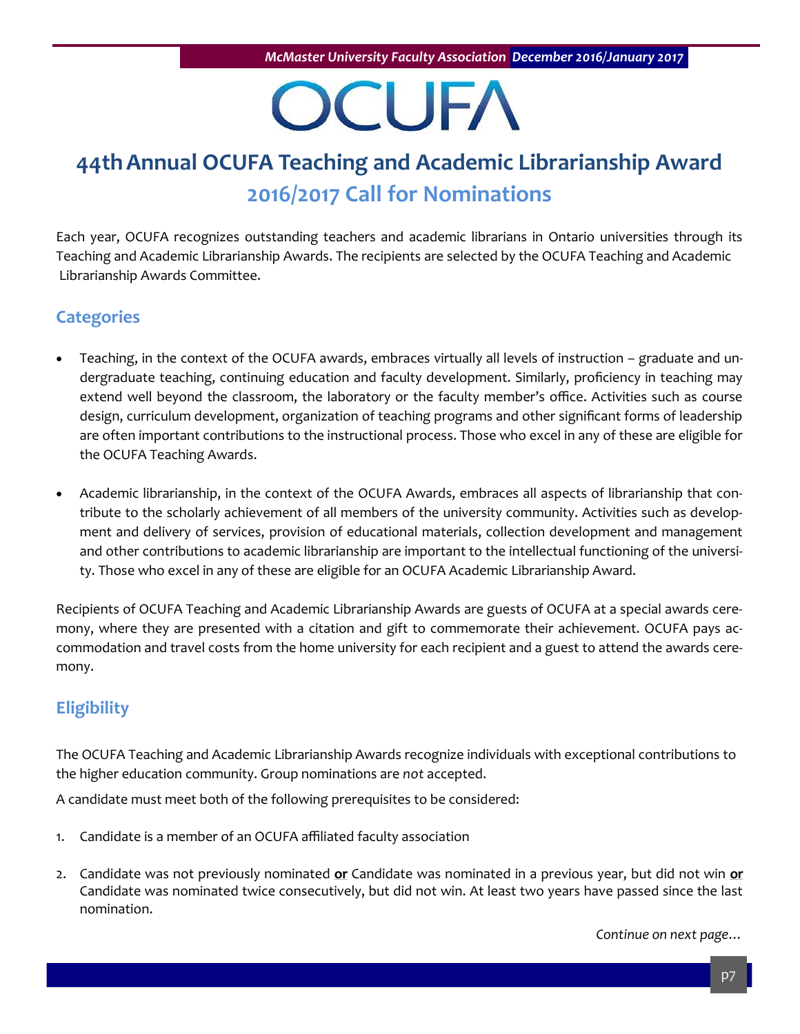OCUFA

# 44th Annual OCUFA Teaching and Academic Librarianship Award

## 2016/2017 Call for Nominations

Each year, OCUFA recognizes outstanding teachers and academic librarians in Ontario universities through its Teaching and Academic Librarianship Awards. The recipients are selected by the OCUFA Teaching and Academic Librarianship Awards Committee.

### Categories

- Teaching, in the context of the OCUFA awards, embraces virtually all levels of instruction – graduate and undergraduate teaching, continuing education and faculty development. Similarly, proficiency in teaching may extend well beyond the classroom, the laboratory or the faculty member's office. Activities such as course design, curriculum development, organization of teaching programs and other significant forms of leadership are often important contributions to the instructional process. Those who excel in any of these are eligible for the OCUFA Teaching Awards.

- Academic librarianship, in the context of the OCUFA Awards, embraces all aspects of librarianship that contribute to the scholarly achievement of all members of the university community. Activities such as development and delivery of services, provision of educational materials, collection development and management and other contributions to academic librarianship are important to the intellectual functioning of the university. Those who excel in any of these are eligible for an OCUFA Academic Librarianship Award.

Recipients of OCUFA Teaching and Academic Librarianship Awards are guests of OCUFA at a special awards ceremony, where they are presented with a citation and gift to commemorate their achievement. OCUFA pays accommodation and travel costs from the home university for each recipient and a guest to attend the awards ceremony.

### Eligibility

The OCUFA Teaching and Academic Librarianship Awards recognize individuals with exceptional contributions to the higher education community. Group nominations are *not* accepted.

A candidate must meet both of the following prerequisites to be considered:

1. Candidate is a member of an OCUFA affiliated faculty association

2. Candidate was not previously nominated **or** Candidate was nominated in a previous year, but did not win **or** Candidate was nominated twice consecutively, but did not win. At least two years have passed since the last nomination.

*Continue on next page…*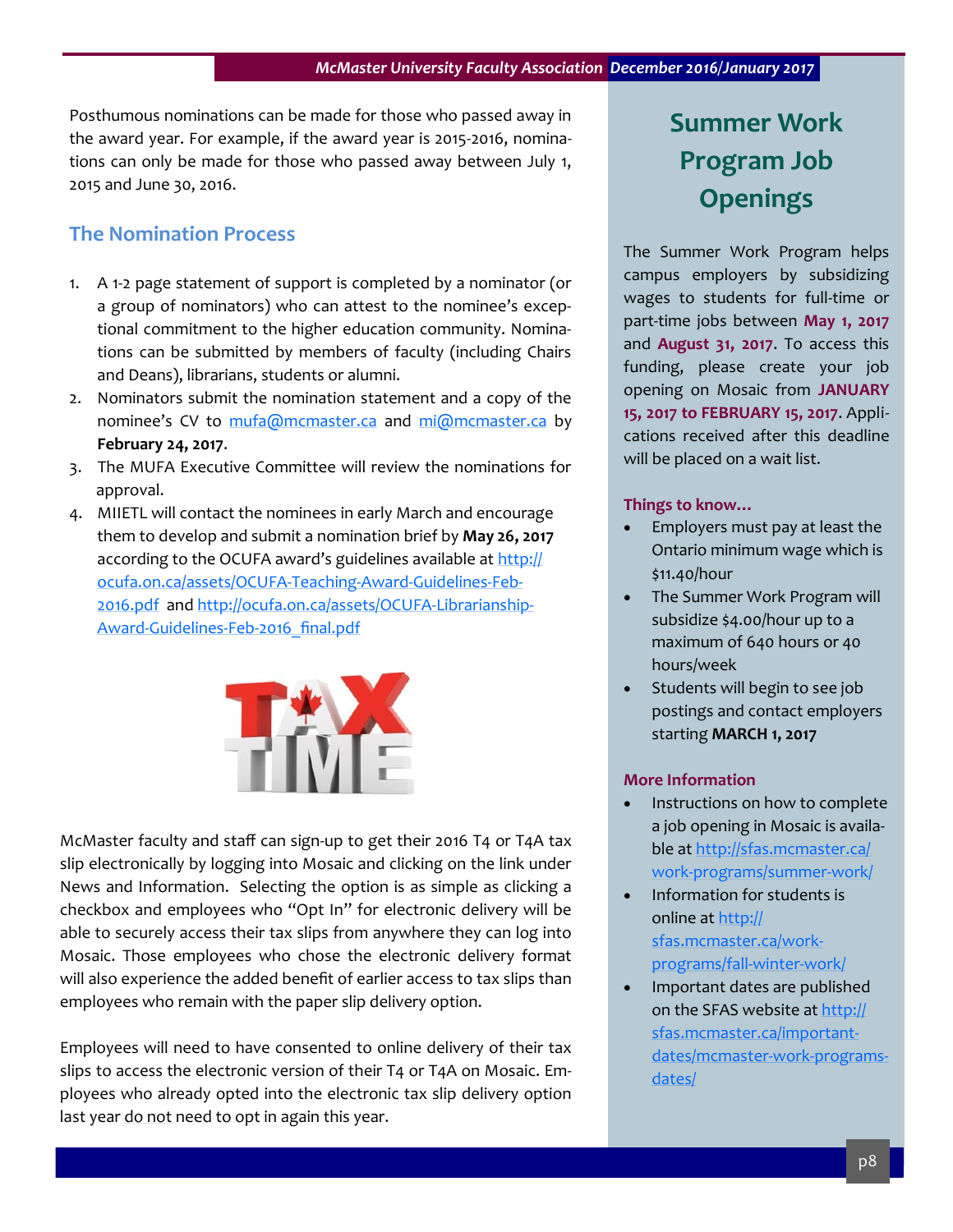Posthumous nominations can be made for those who passed away in the award year. For example, if the award year is 2015-2016, nominations can only be made for those who passed away between July 1, 2015 and June 30, 2016.

## The Nomination Process

1. A 1-2 page statement of support is completed by a nominator (or a group of nominators) who can attest to the nominee's exceptional commitment to the higher education community. Nominations can be submitted by members of faculty (including Chairs and Deans), librarians, students or alumni.
2. Nominators submit the nomination statement and a copy of the nominee's CV to mufa@mcmaster.ca and mi@mcmaster.ca by **February 24, 2017**.
3. The MUFA Executive Committee will review the nominations for approval.
4. MIIETL will contact the nominees in early March and encourage them to develop and submit a nomination brief by **May 26, 2017** according to the OCUFA award's guidelines available at http://ocufa.on.ca/assets/OCUFA-Teaching-Award-Guidelines-Feb-2016.pdf and http://ocufa.on.ca/assets/OCUFA-Librarianship-Award-Guidelines-Feb-2016_final.pdf

McMaster faculty and staff can sign-up to get their 2016 T4 or T4A tax slip electronically by logging into Mosaic and clicking on the link under News and Information. Selecting the option is as simple as clicking a checkbox and employees who "Opt In" for electronic delivery will be able to securely access their tax slips from anywhere they can log into Mosaic. Those employees who chose the electronic delivery format will also experience the added benefit of earlier access to tax slips than employees who remain with the paper slip delivery option.

Employees will need to have consented to online delivery of their tax slips to access the electronic version of their T4 or T4A on Mosaic. Employees who already opted into the electronic tax slip delivery option last year do not need to opt in again this year.

## Summer Work Program Job Openings

The Summer Work Program helps campus employers by subsidizing wages to students for full-time or part-time jobs between **May 1, 2017** and **August 31, 2017**. To access this funding, please create your job opening on Mosaic from **JANUARY 15, 2017 to FEBRUARY 15, 2017**. Applications received after this deadline will be placed on a wait list.

### Things to know...

- Employers must pay at least the Ontario minimum wage which is $11.40/hour
- The Summer Work Program will subsidize $4.00/hour up to a maximum of 640 hours or 40 hours/week
- Students will begin to see job postings and contact employers starting **MARCH 1, 2017**

### More Information

- Instructions on how to complete a job opening in Mosaic is available at http://sfas.mcmaster.ca/work-programs/summer-work/
- Information for students is online at http://sfas.mcmaster.ca/work-programs/fall-winter-work/
- Important dates are published on the SFAS website at http://sfas.mcmaster.ca/important-dates/mcmaster-work-programs-dates/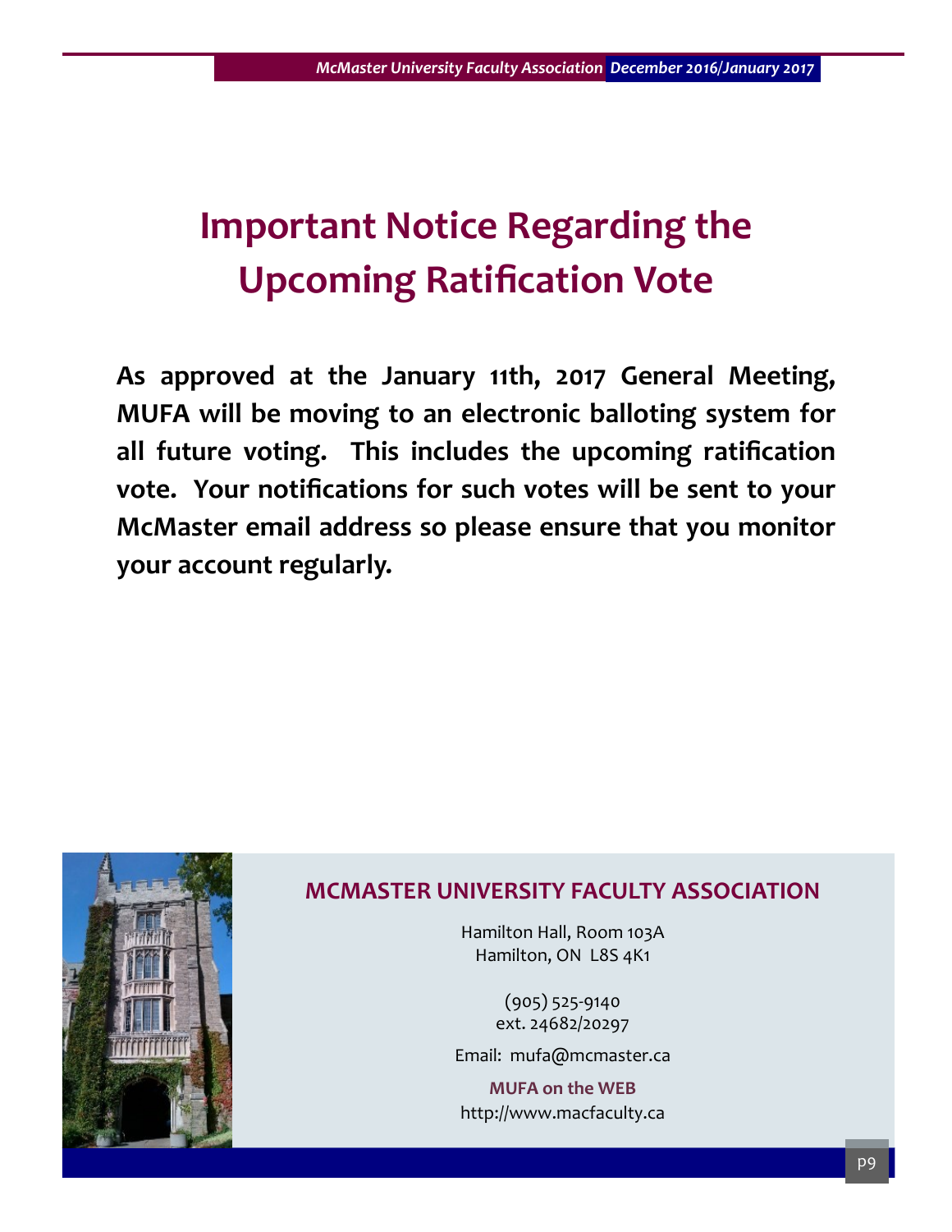# Important Notice Regarding the Upcoming Ratification Vote

**As approved at the January 11th, 2017 General Meeting, MUFA will be moving to an electronic balloting system for all future voting. This includes the upcoming ratification vote. Your notifications for such votes will be sent to your McMaster email address so please ensure that you monitor your account regularly.**

## MCMASTER UNIVERSITY FACULTY ASSOCIATION

Hamilton Hall, Room 103A
Hamilton, ON L8S 4K1

(905) 525-9140
ext. 24682/20297

Email: mufa@mcmaster.ca

**MUFA on the WEB**
http://www.macfaculty.ca